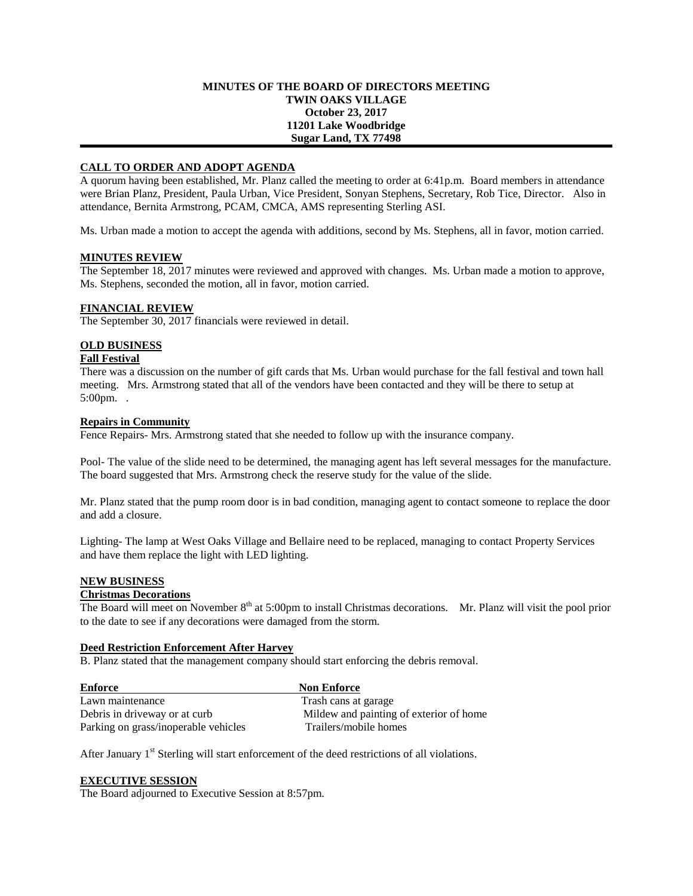**MINUTES OF THE BOARD OF DIRECTORS MEETING**
**TWIN OAKS VILLAGE**
**October 23, 2017**
**11201 Lake Woodbridge**
**Sugar Land, TX 77498**

---

## CALL TO ORDER AND ADOPT AGENDA

A quorum having been established, Mr. Planz called the meeting to order at 6:41p.m. Board members in attendance were Brian Planz, President, Paula Urban, Vice President, Sonyan Stephens, Secretary, Rob Tice, Director. Also in attendance, Bernita Armstrong, PCAM, CMCA, AMS representing Sterling ASI.

Ms. Urban made a motion to accept the agenda with additions, second by Ms. Stephens, all in favor, motion carried.

## MINUTES REVIEW

The September 18, 2017 minutes were reviewed and approved with changes. Ms. Urban made a motion to approve, Ms. Stephens, seconded the motion, all in favor, motion carried.

## FINANCIAL REVIEW

The September 30, 2017 financials were reviewed in detail.

## OLD BUSINESS

### Fall Festival

There was a discussion on the number of gift cards that Ms. Urban would purchase for the fall festival and town hall meeting. Mrs. Armstrong stated that all of the vendors have been contacted and they will be there to setup at 5:00pm. .

### Repairs in Community

Fence Repairs- Mrs. Armstrong stated that she needed to follow up with the insurance company.

Pool- The value of the slide need to be determined, the managing agent has left several messages for the manufacture. The board suggested that Mrs. Armstrong check the reserve study for the value of the slide.

Mr. Planz stated that the pump room door is in bad condition, managing agent to contact someone to replace the door and add a closure.

Lighting- The lamp at West Oaks Village and Bellaire need to be replaced, managing to contact Property Services and have them replace the light with LED lighting.

## NEW BUSINESS

### Christmas Decorations

The Board will meet on November 8th at 5:00pm to install Christmas decorations. Mr. Planz will visit the pool prior to the date to see if any decorations were damaged from the storm.

### Deed Restriction Enforcement After Harvey

B. Planz stated that the management company should start enforcing the debris removal.

| Enforce | Non Enforce |
|---|---|
| Lawn maintenance | Trash cans at garage |
| Debris in driveway or at curb | Mildew and painting of exterior of home |
| Parking on grass/inoperable vehicles | Trailers/mobile homes |

After January 1st Sterling will start enforcement of the deed restrictions of all violations.

## EXECUTIVE SESSION

The Board adjourned to Executive Session at 8:57pm.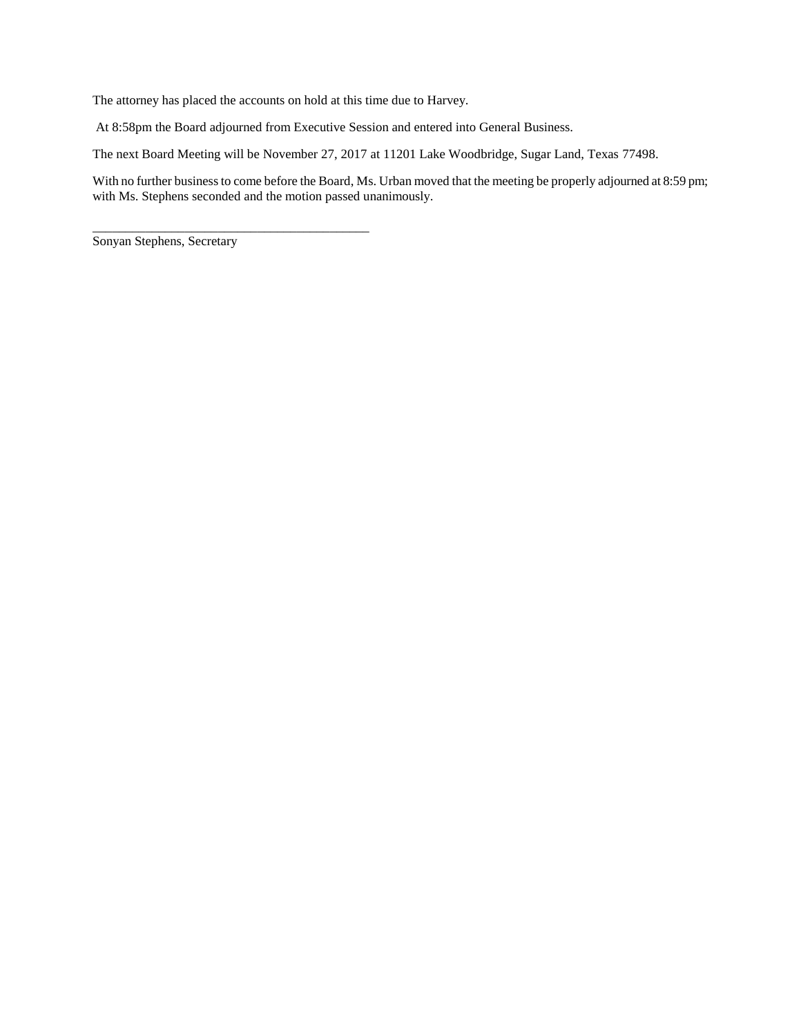The attorney has placed the accounts on hold at this time due to Harvey.

At 8:58pm the Board adjourned from Executive Session and entered into General Business.

The next Board Meeting will be November 27, 2017 at 11201 Lake Woodbridge, Sugar Land, Texas 77498.

With no further business to come before the Board, Ms. Urban moved that the meeting be properly adjourned at 8:59 pm; with Ms. Stephens seconded and the motion passed unanimously.

\_\_\_\_\_\_\_\_\_\_\_\_\_\_\_\_\_\_\_\_\_\_\_\_\_\_\_\_\_\_\_\_\_\_\_\_\_\_\_\_\_\_

Sonyan Stephens, Secretary